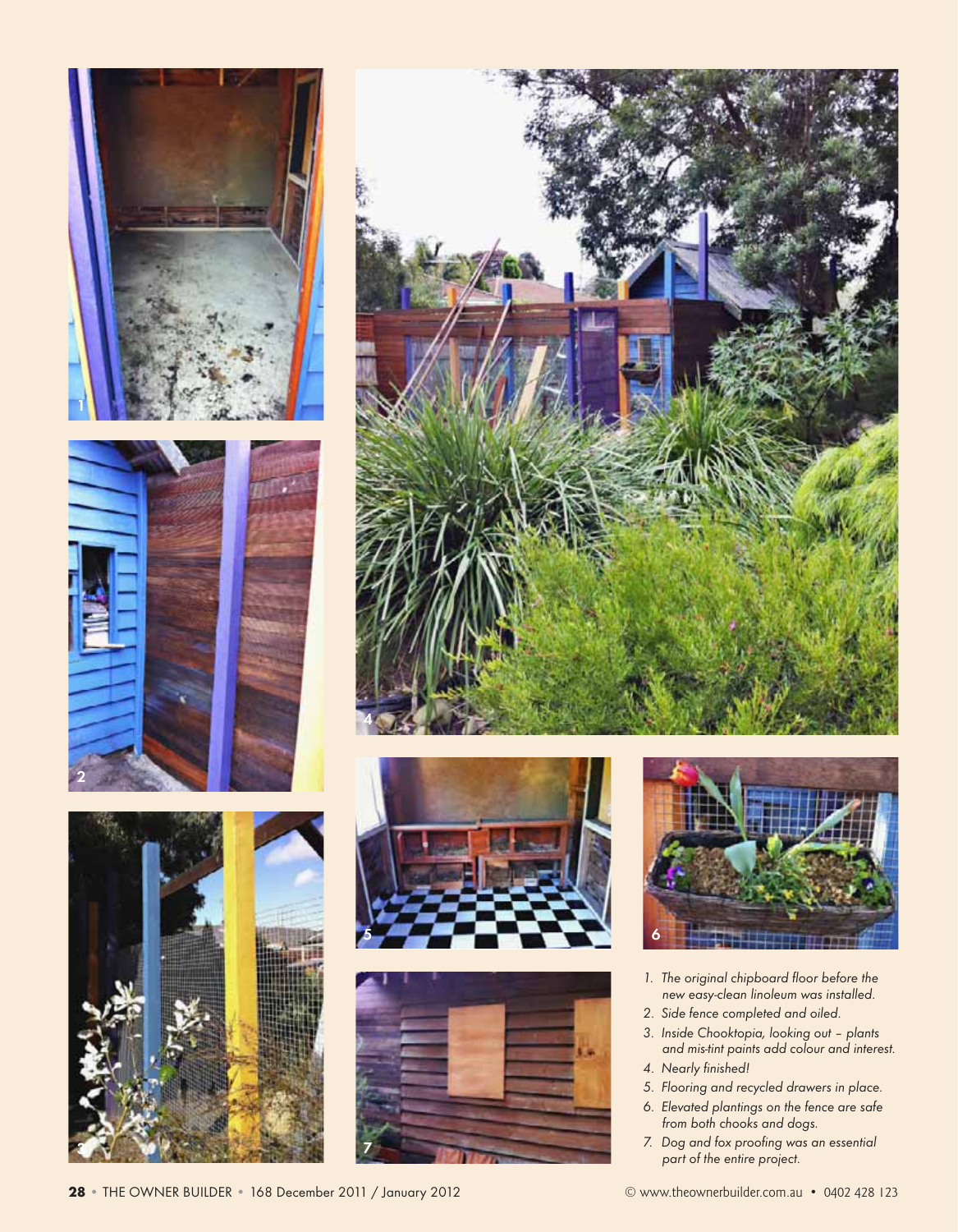1. The original chipboard floor before the new easy-clean linoleum was installed.
2. Side fence completed and oiled.
3. Inside Chooktopia, looking out – plants and mis-tint paints add colour and interest.
4. Nearly finished!
5. Flooring and recycled drawers in place.
6. Elevated plantings on the fence are safe from both chooks and dogs.
7. Dog and fox proofing was an essential part of the entire project.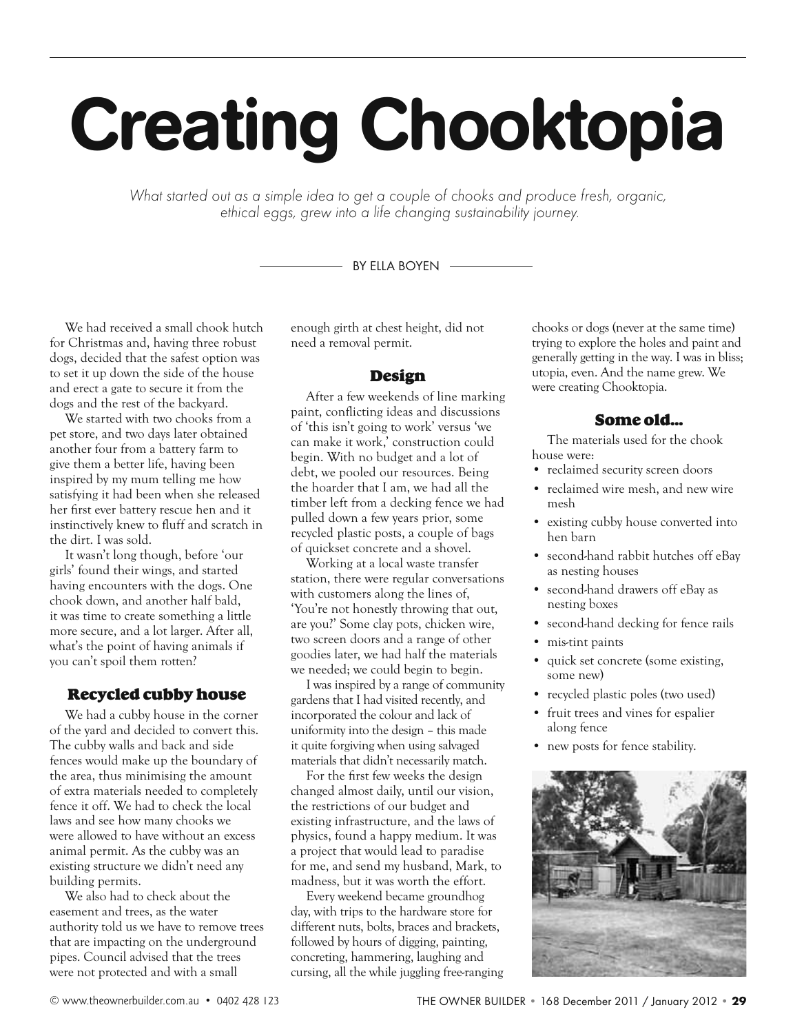# Creating Chooktopia

*What started out as a simple idea to get a couple of chooks and produce fresh, organic, ethical eggs, grew into a life changing sustainability journey.*

BY ELLA BOYEN

We had received a small chook hutch for Christmas and, having three robust dogs, decided that the safest option was to set it up down the side of the house and erect a gate to secure it from the dogs and the rest of the backyard.

We started with two chooks from a pet store, and two days later obtained another four from a battery farm to give them a better life, having been inspired by my mum telling me how satisfying it had been when she released her first ever battery rescue hen and it instinctively knew to fluff and scratch in the dirt. I was sold.

It wasn't long though, before 'our girls' found their wings, and started having encounters with the dogs. One chook down, and another half bald, it was time to create something a little more secure, and a lot larger. After all, what's the point of having animals if you can't spoil them rotten?

## Recycled cubby house

We had a cubby house in the corner of the yard and decided to convert this. The cubby walls and back and side fences would make up the boundary of the area, thus minimising the amount of extra materials needed to completely fence it off. We had to check the local laws and see how many chooks we were allowed to have without an excess animal permit. As the cubby was an existing structure we didn't need any building permits.

We also had to check about the easement and trees, as the water authority told us we have to remove trees that are impacting on the underground pipes. Council advised that the trees were not protected and with a small enough girth at chest height, did not need a removal permit.

## Design

After a few weekends of line marking paint, conflicting ideas and discussions of 'this isn't going to work' versus 'we can make it work,' construction could begin. With no budget and a lot of debt, we pooled our resources. Being the hoarder that I am, we had all the timber left from a decking fence we had pulled down a few years prior, some recycled plastic posts, a couple of bags of quickset concrete and a shovel.

Working at a local waste transfer station, there were regular conversations with customers along the lines of, 'You're not honestly throwing that out, are you?' Some clay pots, chicken wire, two screen doors and a range of other goodies later, we had half the materials we needed; we could begin to begin.

I was inspired by a range of community gardens that I had visited recently, and incorporated the colour and lack of uniformity into the design – this made it quite forgiving when using salvaged materials that didn't necessarily match.

For the first few weeks the design changed almost daily, until our vision, the restrictions of our budget and existing infrastructure, and the laws of physics, found a happy medium. It was a project that would lead to paradise for me, and send my husband, Mark, to madness, but it was worth the effort.

Every weekend became groundhog day, with trips to the hardware store for different nuts, bolts, braces and brackets, followed by hours of digging, painting, concreting, hammering, laughing and cursing, all the while juggling free-ranging chooks or dogs (never at the same time) trying to explore the holes and paint and generally getting in the way. I was in bliss; utopia, even. And the name grew. We were creating Chooktopia.

## Some old...

The materials used for the chook house were:

- reclaimed security screen doors
- reclaimed wire mesh, and new wire mesh
- existing cubby house converted into hen barn
- second-hand rabbit hutches off eBay as nesting houses
- second-hand drawers off eBay as nesting boxes
- second-hand decking for fence rails
- mis-tint paints
- quick set concrete (some existing, some new)
- recycled plastic poles (two used)
- fruit trees and vines for espalier along fence
- new posts for fence stability.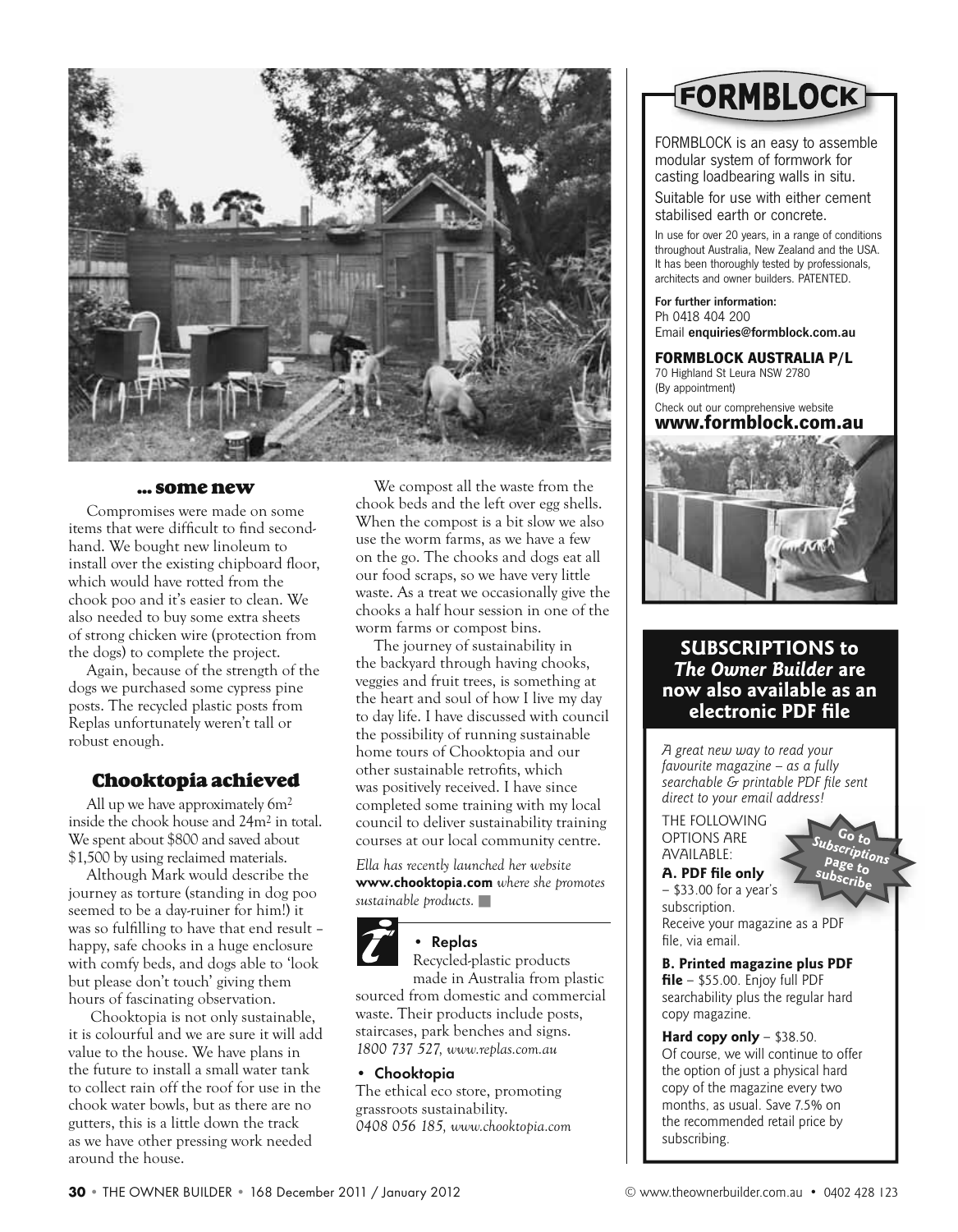## ... some new

Compromises were made on some items that were difficult to find second-hand. We bought new linoleum to install over the existing chipboard floor, which would have rotted from the chook poo and it's easier to clean. We also needed to buy some extra sheets of strong chicken wire (protection from the dogs) to complete the project.

Again, because of the strength of the dogs we purchased some cypress pine posts. The recycled plastic posts from Replas unfortunately weren't tall or robust enough.

## Chooktopia achieved

All up we have approximately 6m$^2$ inside the chook house and 24m$^2$ in total. We spent about $800 and saved about $1,500 by using reclaimed materials.

Although Mark would describe the journey as torture (standing in dog poo seemed to be a day-ruiner for him!) it was so fulfilling to have that end result – happy, safe chooks in a huge enclosure with comfy beds, and dogs able to 'look but please don't touch' giving them hours of fascinating observation.

Chooktopia is not only sustainable, it is colourful and we are sure it will add value to the house. We have plans in the future to install a small water tank to collect rain off the roof for use in the chook water bowls, but as there are no gutters, this is a little down the track as we have other pressing work needed around the house.

We compost all the waste from the chook beds and the left over egg shells. When the compost is a bit slow we also use the worm farms, as we have a few on the go. The chooks and dogs eat all our food scraps, so we have very little waste. As a treat we occasionally give the chooks a half hour session in one of the worm farms or compost bins.

The journey of sustainability in the backyard through having chooks, veggies and fruit trees, is something at the heart and soul of how I live my day to day life. I have discussed with council the possibility of running sustainable home tours of Chooktopia and our other sustainable retrofits, which was positively received. I have since completed some training with my local council to deliver sustainability training courses at our local community centre.

*Ella has recently launched her website* **www.chooktopia.com** *where she promotes sustainable products.*

- **Replas**
  Recycled-plastic products made in Australia from plastic sourced from domestic and commercial waste. Their products include posts, staircases, park benches and signs.
  *1800 737 527, www.replas.com.au*

- **Chooktopia**
  The ethical eco store, promoting grassroots sustainability.
  *0408 056 185, www.chooktopia.com*

---

## FORMBLOCK

FORMBLOCK is an easy to assemble modular system of formwork for casting loadbearing walls in situ.

Suitable for use with either cement stabilised earth or concrete.

In use for over 20 years, in a range of conditions throughout Australia, New Zealand and the USA. It has been thoroughly tested by professionals, architects and owner builders. PATENTED.

**For further information:**
Ph 0418 404 200
Email **enquiries@formblock.com.au**

**FORMBLOCK AUSTRALIA P/L**
70 Highland St Leura NSW 2780
(By appointment)

Check out our comprehensive website
**www.formblock.com.au**

---

## SUBSCRIPTIONS to *The Owner Builder* are now also available as an electronic PDF file

*A great new way to read your favourite magazine – as a fully searchable & printable PDF file sent direct to your email address!*

Go to Subscriptions page to subscribe

THE FOLLOWING OPTIONS ARE AVAILABLE:

**A. PDF file only** – $33.00 for a year's subscription. Receive your magazine as a PDF file, via email.

**B. Printed magazine plus PDF file** – $55.00. Enjoy full PDF searchability plus the regular hard copy magazine.

**Hard copy only** – $38.50. Of course, we will continue to offer the option of just a physical hard copy of the magazine every two months, as usual. Save 7.5% on the recommended retail price by subscribing.